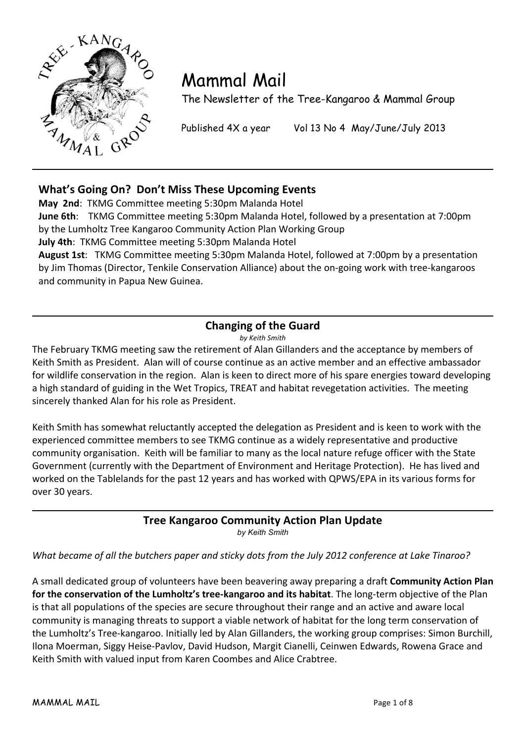# Mammal Mail

The Newsletter of the Tree-Kangaroo & Mammal Group

Published 4X a year Vol 13 No 4 May/June/July 2013

## What's Going On? Don't Miss These Upcoming Events

**May 2nd**: TKMG Committee meeting 5:30pm Malanda Hotel

**June 6th**: TKMG Committee meeting 5:30pm Malanda Hotel, followed by a presentation at 7:00pm by the Lumholtz Tree Kangaroo Community Action Plan Working Group

**July 4th**: TKMG Committee meeting 5:30pm Malanda Hotel

**August 1st**: TKMG Committee meeting 5:30pm Malanda Hotel, followed at 7:00pm by a presentation by Jim Thomas (Director, Tenkile Conservation Alliance) about the on-going work with tree-kangaroos and community in Papua New Guinea.

## Changing of the Guard

*by Keith Smith*

The February TKMG meeting saw the retirement of Alan Gillanders and the acceptance by members of Keith Smith as President. Alan will of course continue as an active member and an effective ambassador for wildlife conservation in the region. Alan is keen to direct more of his spare energies toward developing a high standard of guiding in the Wet Tropics, TREAT and habitat revegetation activities. The meeting sincerely thanked Alan for his role as President.

Keith Smith has somewhat reluctantly accepted the delegation as President and is keen to work with the experienced committee members to see TKMG continue as a widely representative and productive community organisation. Keith will be familiar to many as the local nature refuge officer with the State Government (currently with the Department of Environment and Heritage Protection). He has lived and worked on the Tablelands for the past 12 years and has worked with QPWS/EPA in its various forms for over 30 years.

## Tree Kangaroo Community Action Plan Update

*by Keith Smith*

*What became of all the butchers paper and sticky dots from the July 2012 conference at Lake Tinaroo?*

A small dedicated group of volunteers have been beavering away preparing a draft **Community Action Plan for the conservation of the Lumholtz's tree-kangaroo and its habitat**. The long-term objective of the Plan is that all populations of the species are secure throughout their range and an active and aware local community is managing threats to support a viable network of habitat for the long term conservation of the Lumholtz's Tree-kangaroo. Initially led by Alan Gillanders, the working group comprises: Simon Burchill, Ilona Moerman, Siggy Heise-Pavlov, David Hudson, Margit Cianelli, Ceinwen Edwards, Rowena Grace and Keith Smith with valued input from Karen Coombes and Alice Crabtree.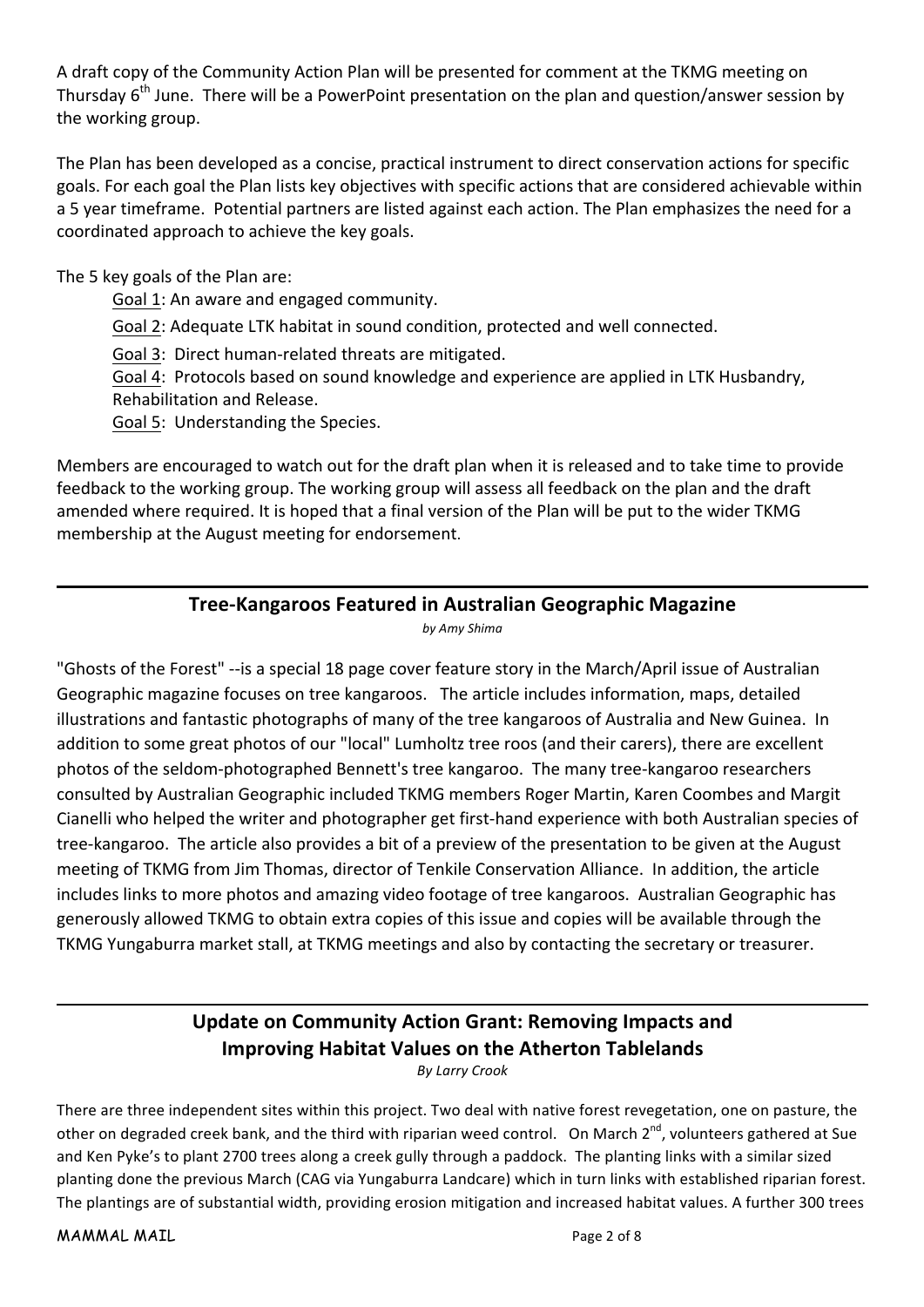A draft copy of the Community Action Plan will be presented for comment at the TKMG meeting on Thursday 6th June. There will be a PowerPoint presentation on the plan and question/answer session by the working group.

The Plan has been developed as a concise, practical instrument to direct conservation actions for specific goals. For each goal the Plan lists key objectives with specific actions that are considered achievable within a 5 year timeframe. Potential partners are listed against each action. The Plan emphasizes the need for a coordinated approach to achieve the key goals.

The 5 key goals of the Plan are:

- Goal 1: An aware and engaged community.
- Goal 2: Adequate LTK habitat in sound condition, protected and well connected.
- Goal 3: Direct human-related threats are mitigated.
- Goal 4: Protocols based on sound knowledge and experience are applied in LTK Husbandry, Rehabilitation and Release.
- Goal 5: Understanding the Species.

Members are encouraged to watch out for the draft plan when it is released and to take time to provide feedback to the working group. The working group will assess all feedback on the plan and the draft amended where required. It is hoped that a final version of the Plan will be put to the wider TKMG membership at the August meeting for endorsement.

---

## Tree-Kangaroos Featured in Australian Geographic Magazine

*by Amy Shima*

"Ghosts of the Forest" --is a special 18 page cover feature story in the March/April issue of Australian Geographic magazine focuses on tree kangaroos. The article includes information, maps, detailed illustrations and fantastic photographs of many of the tree kangaroos of Australia and New Guinea. In addition to some great photos of our "local" Lumholtz tree roos (and their carers), there are excellent photos of the seldom-photographed Bennett's tree kangaroo. The many tree-kangaroo researchers consulted by Australian Geographic included TKMG members Roger Martin, Karen Coombes and Margit Cianelli who helped the writer and photographer get first-hand experience with both Australian species of tree-kangaroo. The article also provides a bit of a preview of the presentation to be given at the August meeting of TKMG from Jim Thomas, director of Tenkile Conservation Alliance. In addition, the article includes links to more photos and amazing video footage of tree kangaroos. Australian Geographic has generously allowed TKMG to obtain extra copies of this issue and copies will be available through the TKMG Yungaburra market stall, at TKMG meetings and also by contacting the secretary or treasurer.

---

## Update on Community Action Grant: Removing Impacts and Improving Habitat Values on the Atherton Tablelands

*By Larry Crook*

There are three independent sites within this project. Two deal with native forest revegetation, one on pasture, the other on degraded creek bank, and the third with riparian weed control. On March 2nd, volunteers gathered at Sue and Ken Pyke's to plant 2700 trees along a creek gully through a paddock. The planting links with a similar sized planting done the previous March (CAG via Yungaburra Landcare) which in turn links with established riparian forest. The plantings are of substantial width, providing erosion mitigation and increased habitat values. A further 300 trees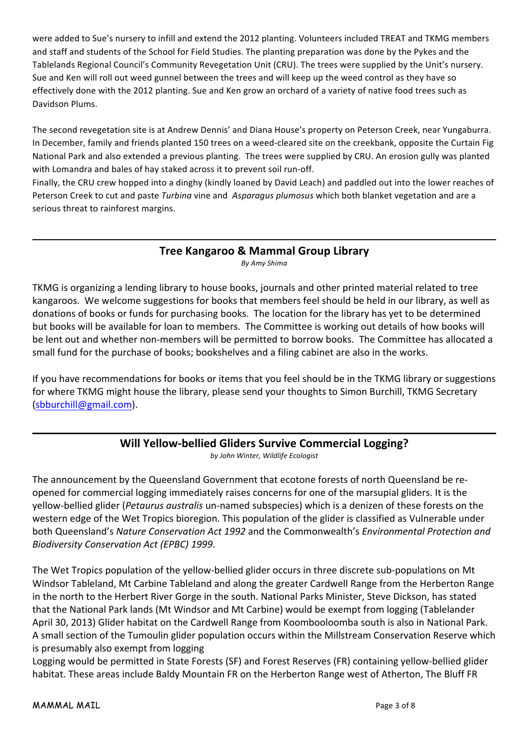were added to Sue's nursery to infill and extend the 2012 planting. Volunteers included TREAT and TKMG members and staff and students of the School for Field Studies. The planting preparation was done by the Pykes and the Tablelands Regional Council's Community Revegetation Unit (CRU). The trees were supplied by the Unit's nursery. Sue and Ken will roll out weed gunnel between the trees and will keep up the weed control as they have so effectively done with the 2012 planting. Sue and Ken grow an orchard of a variety of native food trees such as Davidson Plums.

The second revegetation site is at Andrew Dennis' and Diana House's property on Peterson Creek, near Yungaburra. In December, family and friends planted 150 trees on a weed-cleared site on the creekbank, opposite the Curtain Fig National Park and also extended a previous planting. The trees were supplied by CRU. An erosion gully was planted with Lomandra and bales of hay staked across it to prevent soil run-off.

Finally, the CRU crew hopped into a dinghy (kindly loaned by David Leach) and paddled out into the lower reaches of Peterson Creek to cut and paste *Turbina* vine and *Asparagus plumosus* which both blanket vegetation and are a serious threat to rainforest margins.

---

## Tree Kangaroo & Mammal Group Library

*By Amy Shima*

TKMG is organizing a lending library to house books, journals and other printed material related to tree kangaroos. We welcome suggestions for books that members feel should be held in our library, as well as donations of books or funds for purchasing books. The location for the library has yet to be determined but books will be available for loan to members. The Committee is working out details of how books will be lent out and whether non-members will be permitted to borrow books. The Committee has allocated a small fund for the purchase of books; bookshelves and a filing cabinet are also in the works.

If you have recommendations for books or items that you feel should be in the TKMG library or suggestions for where TKMG might house the library, please send your thoughts to Simon Burchill, TKMG Secretary (sbburchill@gmail.com).

---

## Will Yellow-bellied Gliders Survive Commercial Logging?

*by John Winter, Wildlife Ecologist*

The announcement by the Queensland Government that ecotone forests of north Queensland be re-opened for commercial logging immediately raises concerns for one of the marsupial gliders. It is the yellow-bellied glider (*Petaurus australis* un-named subspecies) which is a denizen of these forests on the western edge of the Wet Tropics bioregion. This population of the glider is classified as Vulnerable under both Queensland's *Nature Conservation Act 1992* and the Commonwealth's *Environmental Protection and Biodiversity Conservation Act (EPBC) 1999*.

The Wet Tropics population of the yellow-bellied glider occurs in three discrete sub-populations on Mt Windsor Tableland, Mt Carbine Tableland and along the greater Cardwell Range from the Herberton Range in the north to the Herbert River Gorge in the south. National Parks Minister, Steve Dickson, has stated that the National Park lands (Mt Windsor and Mt Carbine) would be exempt from logging (Tablelander April 30, 2013) Glider habitat on the Cardwell Range from Koombooloomba south is also in National Park. A small section of the Tumoulin glider population occurs within the Millstream Conservation Reserve which is presumably also exempt from logging

Logging would be permitted in State Forests (SF) and Forest Reserves (FR) containing yellow-bellied glider habitat. These areas include Baldy Mountain FR on the Herberton Range west of Atherton, The Bluff FR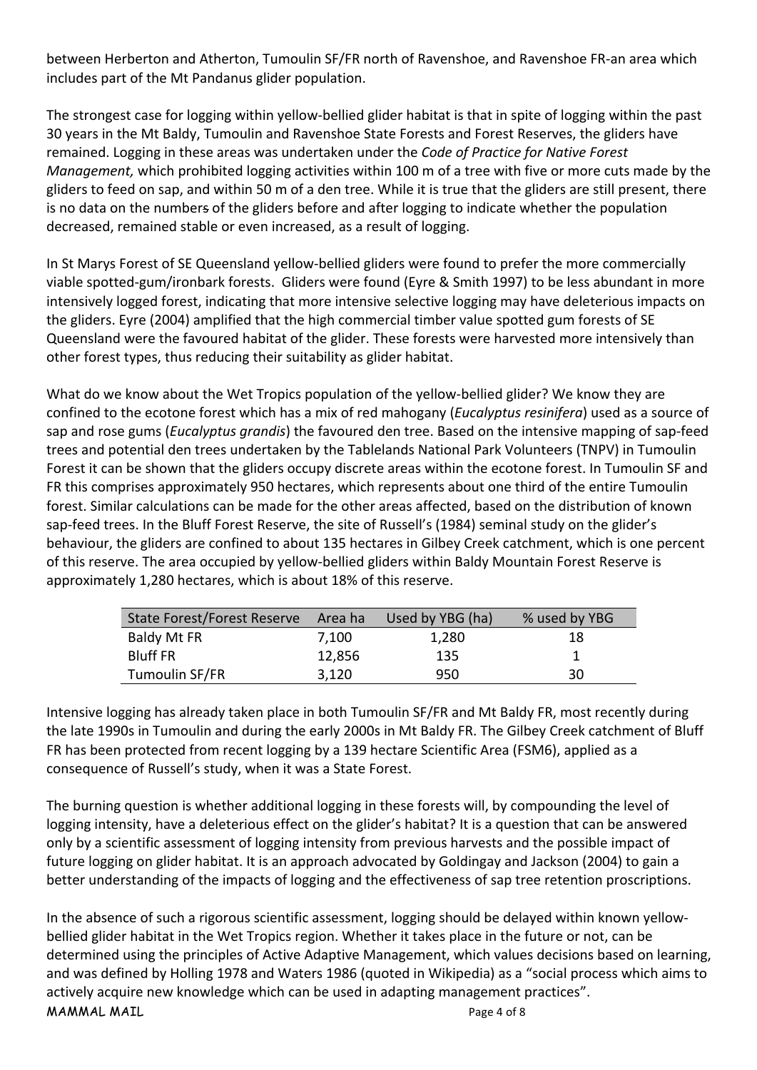between Herberton and Atherton, Tumoulin SF/FR north of Ravenshoe, and Ravenshoe FR-an area which includes part of the Mt Pandanus glider population.

The strongest case for logging within yellow-bellied glider habitat is that in spite of logging within the past 30 years in the Mt Baldy, Tumoulin and Ravenshoe State Forests and Forest Reserves, the gliders have remained. Logging in these areas was undertaken under the *Code of Practice for Native Forest Management,* which prohibited logging activities within 100 m of a tree with five or more cuts made by the gliders to feed on sap, and within 50 m of a den tree. While it is true that the gliders are still present, there is no data on the numbers of the gliders before and after logging to indicate whether the population decreased, remained stable or even increased, as a result of logging.

In St Marys Forest of SE Queensland yellow-bellied gliders were found to prefer the more commercially viable spotted-gum/ironbark forests. Gliders were found (Eyre & Smith 1997) to be less abundant in more intensively logged forest, indicating that more intensive selective logging may have deleterious impacts on the gliders. Eyre (2004) amplified that the high commercial timber value spotted gum forests of SE Queensland were the favoured habitat of the glider. These forests were harvested more intensively than other forest types, thus reducing their suitability as glider habitat.

What do we know about the Wet Tropics population of the yellow-bellied glider? We know they are confined to the ecotone forest which has a mix of red mahogany (*Eucalyptus resinifera*) used as a source of sap and rose gums (*Eucalyptus grandis*) the favoured den tree. Based on the intensive mapping of sap-feed trees and potential den trees undertaken by the Tablelands National Park Volunteers (TNPV) in Tumoulin Forest it can be shown that the gliders occupy discrete areas within the ecotone forest. In Tumoulin SF and FR this comprises approximately 950 hectares, which represents about one third of the entire Tumoulin forest. Similar calculations can be made for the other areas affected, based on the distribution of known sap-feed trees. In the Bluff Forest Reserve, the site of Russell's (1984) seminal study on the glider's behaviour, the gliders are confined to about 135 hectares in Gilbey Creek catchment, which is one percent of this reserve. The area occupied by yellow-bellied gliders within Baldy Mountain Forest Reserve is approximately 1,280 hectares, which is about 18% of this reserve.

| State Forest/Forest Reserve | Area ha | Used by YBG (ha) | % used by YBG |
|---|---|---|---|
| Baldy Mt FR | 7,100 | 1,280 | 18 |
| Bluff FR | 12,856 | 135 | 1 |
| Tumoulin SF/FR | 3,120 | 950 | 30 |

Intensive logging has already taken place in both Tumoulin SF/FR and Mt Baldy FR, most recently during the late 1990s in Tumoulin and during the early 2000s in Mt Baldy FR. The Gilbey Creek catchment of Bluff FR has been protected from recent logging by a 139 hectare Scientific Area (FSM6), applied as a consequence of Russell's study, when it was a State Forest.

The burning question is whether additional logging in these forests will, by compounding the level of logging intensity, have a deleterious effect on the glider's habitat? It is a question that can be answered only by a scientific assessment of logging intensity from previous harvests and the possible impact of future logging on glider habitat. It is an approach advocated by Goldingay and Jackson (2004) to gain a better understanding of the impacts of logging and the effectiveness of sap tree retention proscriptions.

In the absence of such a rigorous scientific assessment, logging should be delayed within known yellow-bellied glider habitat in the Wet Tropics region. Whether it takes place in the future or not, can be determined using the principles of Active Adaptive Management, which values decisions based on learning, and was defined by Holling 1978 and Waters 1986 (quoted in Wikipedia) as a "social process which aims to actively acquire new knowledge which can be used in adapting management practices".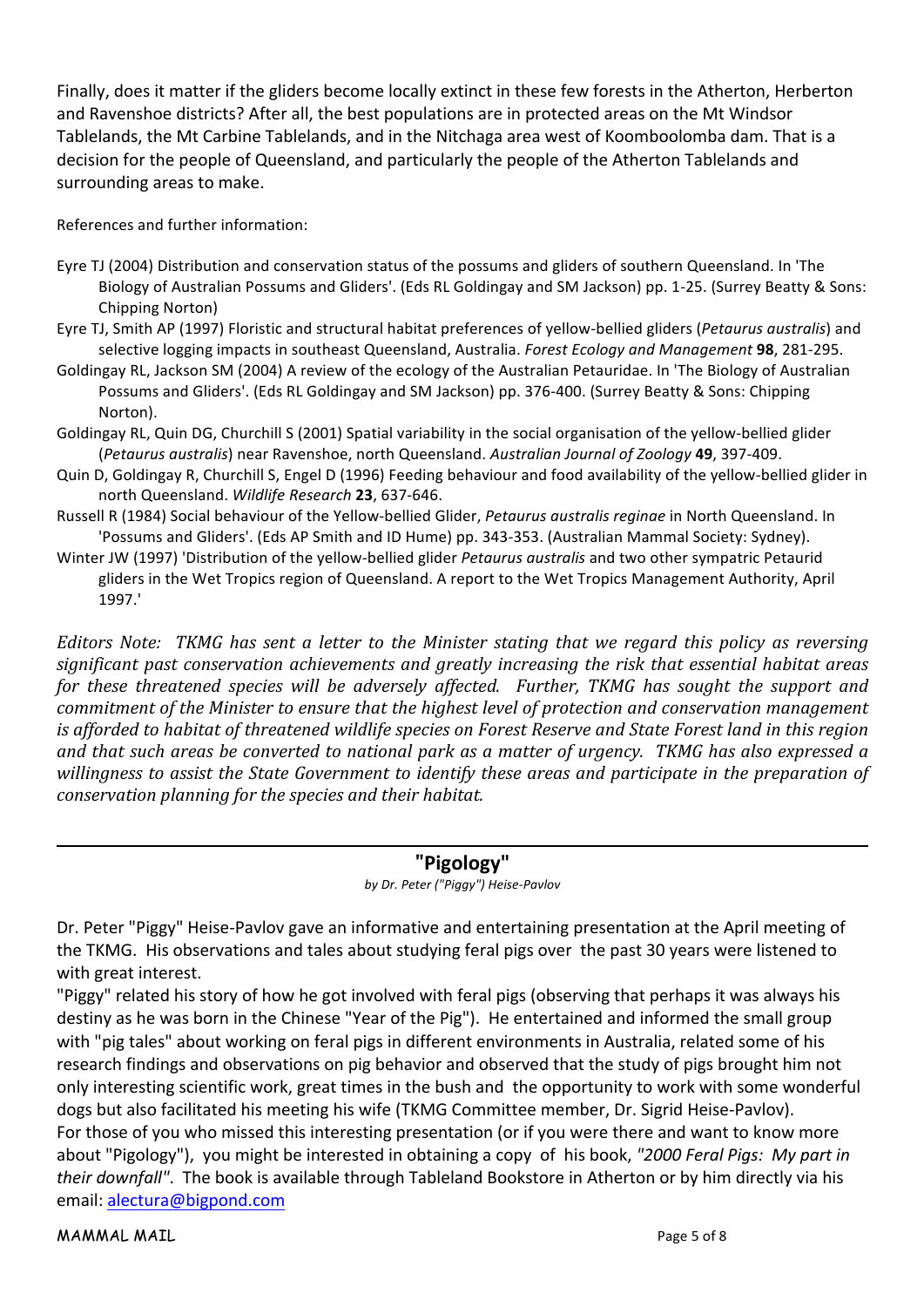Finally, does it matter if the gliders become locally extinct in these few forests in the Atherton, Herberton and Ravenshoe districts? After all, the best populations are in protected areas on the Mt Windsor Tablelands, the Mt Carbine Tablelands, and in the Nitchaga area west of Koomboolomba dam. That is a decision for the people of Queensland, and particularly the people of the Atherton Tablelands and surrounding areas to make.

References and further information:

Eyre TJ (2004) Distribution and conservation status of the possums and gliders of southern Queensland. In 'The Biology of Australian Possums and Gliders'. (Eds RL Goldingay and SM Jackson) pp. 1-25. (Surrey Beatty & Sons: Chipping Norton)

Eyre TJ, Smith AP (1997) Floristic and structural habitat preferences of yellow-bellied gliders (*Petaurus australis*) and selective logging impacts in southeast Queensland, Australia. *Forest Ecology and Management* **98**, 281-295.

Goldingay RL, Jackson SM (2004) A review of the ecology of the Australian Petauridae. In 'The Biology of Australian Possums and Gliders'. (Eds RL Goldingay and SM Jackson) pp. 376-400. (Surrey Beatty & Sons: Chipping Norton).

Goldingay RL, Quin DG, Churchill S (2001) Spatial variability in the social organisation of the yellow-bellied glider (*Petaurus australis*) near Ravenshoe, north Queensland. *Australian Journal of Zoology* **49**, 397-409.

Quin D, Goldingay R, Churchill S, Engel D (1996) Feeding behaviour and food availability of the yellow-bellied glider in north Queensland. *Wildlife Research* **23**, 637-646.

Russell R (1984) Social behaviour of the Yellow-bellied Glider, *Petaurus australis reginae* in North Queensland. In 'Possums and Gliders'. (Eds AP Smith and ID Hume) pp. 343-353. (Australian Mammal Society: Sydney).

Winter JW (1997) 'Distribution of the yellow-bellied glider *Petaurus australis* and two other sympatric Petaurid gliders in the Wet Tropics region of Queensland. A report to the Wet Tropics Management Authority, April 1997.'

*Editors Note: TKMG has sent a letter to the Minister stating that we regard this policy as reversing significant past conservation achievements and greatly increasing the risk that essential habitat areas for these threatened species will be adversely affected. Further, TKMG has sought the support and commitment of the Minister to ensure that the highest level of protection and conservation management is afforded to habitat of threatened wildlife species on Forest Reserve and State Forest land in this region and that such areas be converted to national park as a matter of urgency. TKMG has also expressed a willingness to assist the State Government to identify these areas and participate in the preparation of conservation planning for the species and their habitat.*

---

## "Pigology"

*by Dr. Peter ("Piggy") Heise-Pavlov*

Dr. Peter "Piggy" Heise-Pavlov gave an informative and entertaining presentation at the April meeting of the TKMG. His observations and tales about studying feral pigs over the past 30 years were listened to with great interest.

"Piggy" related his story of how he got involved with feral pigs (observing that perhaps it was always his destiny as he was born in the Chinese "Year of the Pig"). He entertained and informed the small group with "pig tales" about working on feral pigs in different environments in Australia, related some of his research findings and observations on pig behavior and observed that the study of pigs brought him not only interesting scientific work, great times in the bush and the opportunity to work with some wonderful dogs but also facilitated his meeting his wife (TKMG Committee member, Dr. Sigrid Heise-Pavlov).

For those of you who missed this interesting presentation (or if you were there and want to know more about "Pigology"), you might be interested in obtaining a copy of his book, *"2000 Feral Pigs: My part in their downfall"*. The book is available through Tableland Bookstore in Atherton or by him directly via his email: alectura@bigpond.com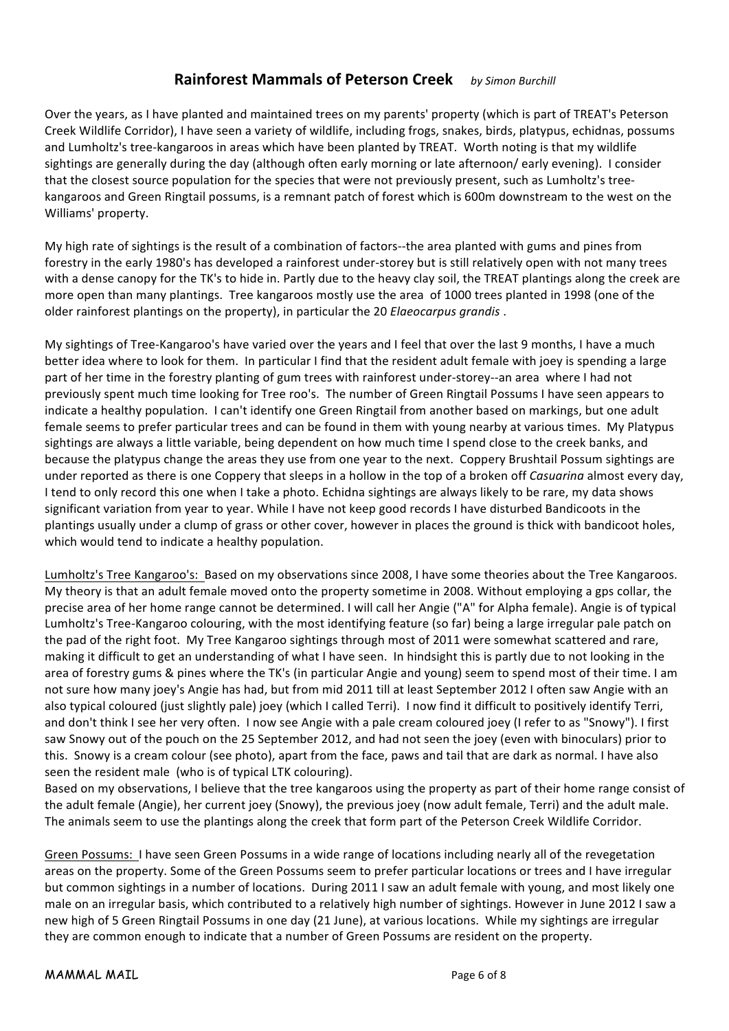## Rainforest Mammals of Peterson Creek *by Simon Burchill*

Over the years, as I have planted and maintained trees on my parents' property (which is part of TREAT's Peterson Creek Wildlife Corridor), I have seen a variety of wildlife, including frogs, snakes, birds, platypus, echidnas, possums and Lumholtz's tree-kangaroos in areas which have been planted by TREAT. Worth noting is that my wildlife sightings are generally during the day (although often early morning or late afternoon/ early evening). I consider that the closest source population for the species that were not previously present, such as Lumholtz's tree-kangaroos and Green Ringtail possums, is a remnant patch of forest which is 600m downstream to the west on the Williams' property.

My high rate of sightings is the result of a combination of factors--the area planted with gums and pines from forestry in the early 1980's has developed a rainforest under-storey but is still relatively open with not many trees with a dense canopy for the TK's to hide in. Partly due to the heavy clay soil, the TREAT plantings along the creek are more open than many plantings. Tree kangaroos mostly use the area of 1000 trees planted in 1998 (one of the older rainforest plantings on the property), in particular the 20 *Elaeocarpus grandis* .

My sightings of Tree-Kangaroo's have varied over the years and I feel that over the last 9 months, I have a much better idea where to look for them. In particular I find that the resident adult female with joey is spending a large part of her time in the forestry planting of gum trees with rainforest under-storey--an area where I had not previously spent much time looking for Tree roo's. The number of Green Ringtail Possums I have seen appears to indicate a healthy population. I can't identify one Green Ringtail from another based on markings, but one adult female seems to prefer particular trees and can be found in them with young nearby at various times. My Platypus sightings are always a little variable, being dependent on how much time I spend close to the creek banks, and because the platypus change the areas they use from one year to the next. Coppery Brushtail Possum sightings are under reported as there is one Coppery that sleeps in a hollow in the top of a broken off *Casuarina* almost every day, I tend to only record this one when I take a photo. Echidna sightings are always likely to be rare, my data shows significant variation from year to year. While I have not keep good records I have disturbed Bandicoots in the plantings usually under a clump of grass or other cover, however in places the ground is thick with bandicoot holes, which would tend to indicate a healthy population.

<u>Lumholtz's Tree Kangaroo's:</u> Based on my observations since 2008, I have some theories about the Tree Kangaroos. My theory is that an adult female moved onto the property sometime in 2008. Without employing a gps collar, the precise area of her home range cannot be determined. I will call her Angie ("A" for Alpha female). Angie is of typical Lumholtz's Tree-Kangaroo colouring, with the most identifying feature (so far) being a large irregular pale patch on the pad of the right foot. My Tree Kangaroo sightings through most of 2011 were somewhat scattered and rare, making it difficult to get an understanding of what I have seen. In hindsight this is partly due to not looking in the area of forestry gums & pines where the TK's (in particular Angie and young) seem to spend most of their time. I am not sure how many joey's Angie has had, but from mid 2011 till at least September 2012 I often saw Angie with an also typical coloured (just slightly pale) joey (which I called Terri). I now find it difficult to positively identify Terri, and don't think I see her very often. I now see Angie with a pale cream coloured joey (I refer to as "Snowy"). I first saw Snowy out of the pouch on the 25 September 2012, and had not seen the joey (even with binoculars) prior to this. Snowy is a cream colour (see photo), apart from the face, paws and tail that are dark as normal. I have also seen the resident male (who is of typical LTK colouring).

Based on my observations, I believe that the tree kangaroos using the property as part of their home range consist of the adult female (Angie), her current joey (Snowy), the previous joey (now adult female, Terri) and the adult male. The animals seem to use the plantings along the creek that form part of the Peterson Creek Wildlife Corridor.

<u>Green Possums:</u> I have seen Green Possums in a wide range of locations including nearly all of the revegetation areas on the property. Some of the Green Possums seem to prefer particular locations or trees and I have irregular but common sightings in a number of locations. During 2011 I saw an adult female with young, and most likely one male on an irregular basis, which contributed to a relatively high number of sightings. However in June 2012 I saw a new high of 5 Green Ringtail Possums in one day (21 June), at various locations. While my sightings are irregular they are common enough to indicate that a number of Green Possums are resident on the property.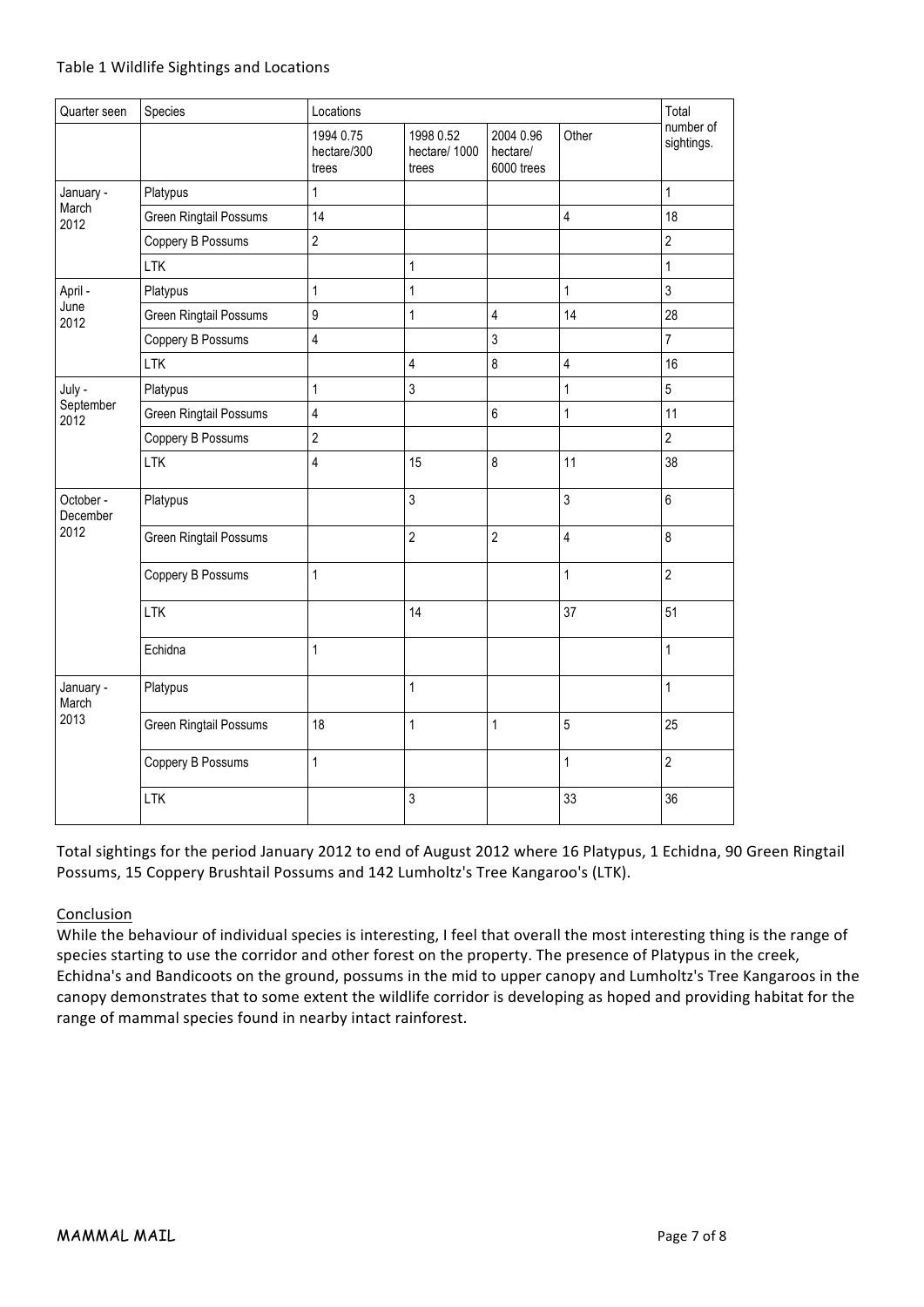Table 1 Wildlife Sightings and Locations

| Quarter seen | Species | Locations | | | | Total number of sightings. |
|---|---|---|---|---|---|---|
| | | 1994 0.75 hectare/300 trees | 1998 0.52 hectare/ 1000 trees | 2004 0.96 hectare/ 6000 trees | Other | |
| January - March 2012 | Platypus | 1 | | | | 1 |
| | Green Ringtail Possums | 14 | | | 4 | 18 |
| | Coppery B Possums | 2 | | | | 2 |
| | LTK | | 1 | | | 1 |
| April - June 2012 | Platypus | 1 | 1 | | 1 | 3 |
| | Green Ringtail Possums | 9 | 1 | 4 | 14 | 28 |
| | Coppery B Possums | 4 | | 3 | | 7 |
| | LTK | | 4 | 8 | 4 | 16 |
| July - September 2012 | Platypus | 1 | 3 | | 1 | 5 |
| | Green Ringtail Possums | 4 | | 6 | 1 | 11 |
| | Coppery B Possums | 2 | | | | 2 |
| | LTK | 4 | 15 | 8 | 11 | 38 |
| October - December 2012 | Platypus | | 3 | | 3 | 6 |
| | Green Ringtail Possums | | 2 | 2 | 4 | 8 |
| | Coppery B Possums | 1 | | | 1 | 2 |
| | LTK | | 14 | | 37 | 51 |
| | Echidna | 1 | | | | 1 |
| January - March 2013 | Platypus | | 1 | | | 1 |
| | Green Ringtail Possums | 18 | 1 | 1 | 5 | 25 |
| | Coppery B Possums | 1 | | | 1 | 2 |
| | LTK | | 3 | | 33 | 36 |

Total sightings for the period January 2012 to end of August 2012 where 16 Platypus, 1 Echidna, 90 Green Ringtail Possums, 15 Coppery Brushtail Possums and 142 Lumholtz's Tree Kangaroo's (LTK).

## Conclusion

While the behaviour of individual species is interesting, I feel that overall the most interesting thing is the range of species starting to use the corridor and other forest on the property. The presence of Platypus in the creek, Echidna's and Bandicoots on the ground, possums in the mid to upper canopy and Lumholtz's Tree Kangaroos in the canopy demonstrates that to some extent the wildlife corridor is developing as hoped and providing habitat for the range of mammal species found in nearby intact rainforest.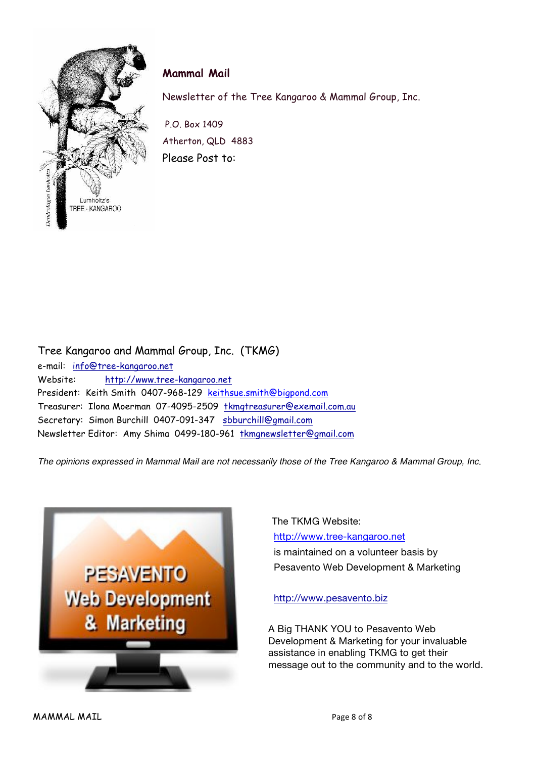## Mammal Mail

Newsletter of the Tree Kangaroo & Mammal Group, Inc.

P.O. Box 1409

Atherton, QLD 4883

Please Post to:

Tree Kangaroo and Mammal Group, Inc. (TKMG)

e-mail: info@tree-kangaroo.net

Website: http://www.tree-kangaroo.net

President: Keith Smith 0407-968-129 keithsue.smith@bigpond.com

Treasurer: Ilona Moerman 07-4095-2509 tkmgtreasurer@exemail.com.au

Secretary: Simon Burchill 0407-091-347 sbburchill@gmail.com

Newsletter Editor: Amy Shima 0499-180-961 tkmgnewsletter@gmail.com

*The opinions expressed in Mammal Mail are not necessarily those of the Tree Kangaroo & Mammal Group, Inc.*

The TKMG Website:

http://www.tree-kangaroo.net

is maintained on a volunteer basis by

Pesavento Web Development & Marketing

http://www.pesavento.biz

A Big THANK YOU to Pesavento Web Development & Marketing for your invaluable assistance in enabling TKMG to get their message out to the community and to the world.